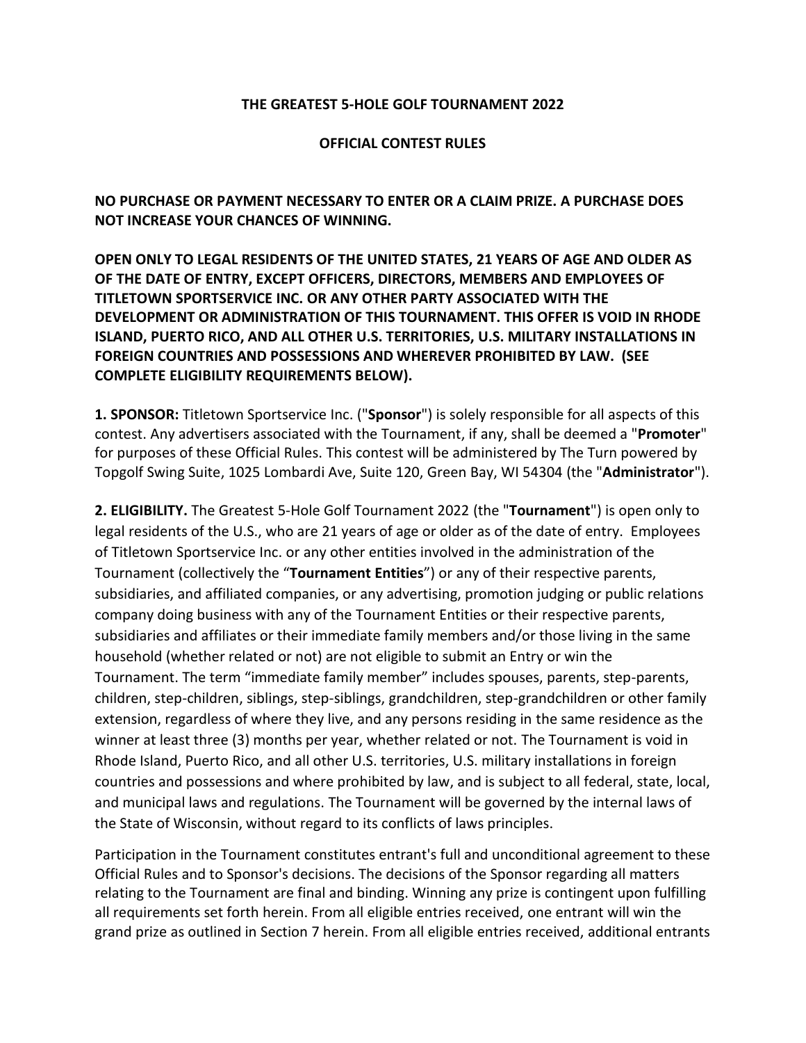**THE GREATEST 5-HOLE GOLF TOURNAMENT 2022**

**OFFICIAL CONTEST RULES**

**NO PURCHASE OR PAYMENT NECESSARY TO ENTER OR A CLAIM PRIZE. A PURCHASE DOES NOT INCREASE YOUR CHANCES OF WINNING.**

**OPEN ONLY TO LEGAL RESIDENTS OF THE UNITED STATES, 21 YEARS OF AGE AND OLDER AS OF THE DATE OF ENTRY, EXCEPT OFFICERS, DIRECTORS, MEMBERS AND EMPLOYEES OF TITLETOWN SPORTSERVICE INC. OR ANY OTHER PARTY ASSOCIATED WITH THE DEVELOPMENT OR ADMINISTRATION OF THIS TOURNAMENT. THIS OFFER IS VOID IN RHODE ISLAND, PUERTO RICO, AND ALL OTHER U.S. TERRITORIES, U.S. MILITARY INSTALLATIONS IN FOREIGN COUNTRIES AND POSSESSIONS AND WHEREVER PROHIBITED BY LAW. (SEE COMPLETE ELIGIBILITY REQUIREMENTS BELOW).**

**1. SPONSOR:** Titletown Sportservice Inc. ("**Sponsor**") is solely responsible for all aspects of this contest. Any advertisers associated with the Tournament, if any, shall be deemed a "**Promoter**" for purposes of these Official Rules. This contest will be administered by The Turn powered by Topgolf Swing Suite, 1025 Lombardi Ave, Suite 120, Green Bay, WI 54304 (the "**Administrator**").

**2. ELIGIBILITY.** The Greatest 5-Hole Golf Tournament 2022 (the "**Tournament**") is open only to legal residents of the U.S., who are 21 years of age or older as of the date of entry. Employees of Titletown Sportservice Inc. or any other entities involved in the administration of the Tournament (collectively the "**Tournament Entities**") or any of their respective parents, subsidiaries, and affiliated companies, or any advertising, promotion judging or public relations company doing business with any of the Tournament Entities or their respective parents, subsidiaries and affiliates or their immediate family members and/or those living in the same household (whether related or not) are not eligible to submit an Entry or win the Tournament. The term "immediate family member" includes spouses, parents, step-parents, children, step-children, siblings, step-siblings, grandchildren, step-grandchildren or other family extension, regardless of where they live, and any persons residing in the same residence as the winner at least three (3) months per year, whether related or not. The Tournament is void in Rhode Island, Puerto Rico, and all other U.S. territories, U.S. military installations in foreign countries and possessions and where prohibited by law, and is subject to all federal, state, local, and municipal laws and regulations. The Tournament will be governed by the internal laws of the State of Wisconsin, without regard to its conflicts of laws principles.

Participation in the Tournament constitutes entrant's full and unconditional agreement to these Official Rules and to Sponsor's decisions. The decisions of the Sponsor regarding all matters relating to the Tournament are final and binding. Winning any prize is contingent upon fulfilling all requirements set forth herein. From all eligible entries received, one entrant will win the grand prize as outlined in Section 7 herein. From all eligible entries received, additional entrants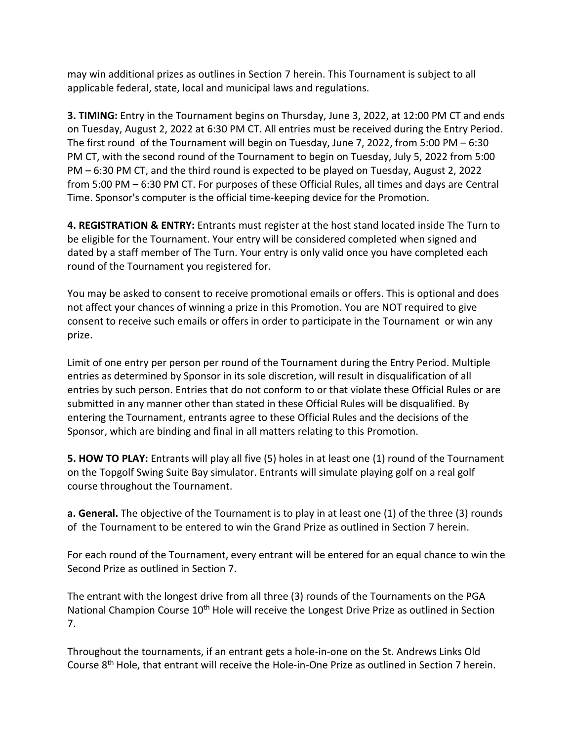may win additional prizes as outlines in Section 7 herein. This Tournament is subject to all applicable federal, state, local and municipal laws and regulations.

**3. TIMING:** Entry in the Tournament begins on Thursday, June 3, 2022, at 12:00 PM CT and ends on Tuesday, August 2, 2022 at 6:30 PM CT. All entries must be received during the Entry Period. The first round of the Tournament will begin on Tuesday, June 7, 2022, from 5:00 PM – 6:30 PM CT, with the second round of the Tournament to begin on Tuesday, July 5, 2022 from 5:00 PM – 6:30 PM CT, and the third round is expected to be played on Tuesday, August 2, 2022 from 5:00 PM – 6:30 PM CT. For purposes of these Official Rules, all times and days are Central Time. Sponsor's computer is the official time-keeping device for the Promotion.

**4. REGISTRATION & ENTRY:** Entrants must register at the host stand located inside The Turn to be eligible for the Tournament. Your entry will be considered completed when signed and dated by a staff member of The Turn. Your entry is only valid once you have completed each round of the Tournament you registered for.

You may be asked to consent to receive promotional emails or offers. This is optional and does not affect your chances of winning a prize in this Promotion. You are NOT required to give consent to receive such emails or offers in order to participate in the Tournament or win any prize.

Limit of one entry per person per round of the Tournament during the Entry Period. Multiple entries as determined by Sponsor in its sole discretion, will result in disqualification of all entries by such person. Entries that do not conform to or that violate these Official Rules or are submitted in any manner other than stated in these Official Rules will be disqualified. By entering the Tournament, entrants agree to these Official Rules and the decisions of the Sponsor, which are binding and final in all matters relating to this Promotion.

**5. HOW TO PLAY:** Entrants will play all five (5) holes in at least one (1) round of the Tournament on the Topgolf Swing Suite Bay simulator. Entrants will simulate playing golf on a real golf course throughout the Tournament.

**a. General.** The objective of the Tournament is to play in at least one (1) of the three (3) rounds of the Tournament to be entered to win the Grand Prize as outlined in Section 7 herein.

For each round of the Tournament, every entrant will be entered for an equal chance to win the Second Prize as outlined in Section 7.

The entrant with the longest drive from all three (3) rounds of the Tournaments on the PGA National Champion Course 10th Hole will receive the Longest Drive Prize as outlined in Section 7.

Throughout the tournaments, if an entrant gets a hole-in-one on the St. Andrews Links Old Course 8th Hole, that entrant will receive the Hole-in-One Prize as outlined in Section 7 herein.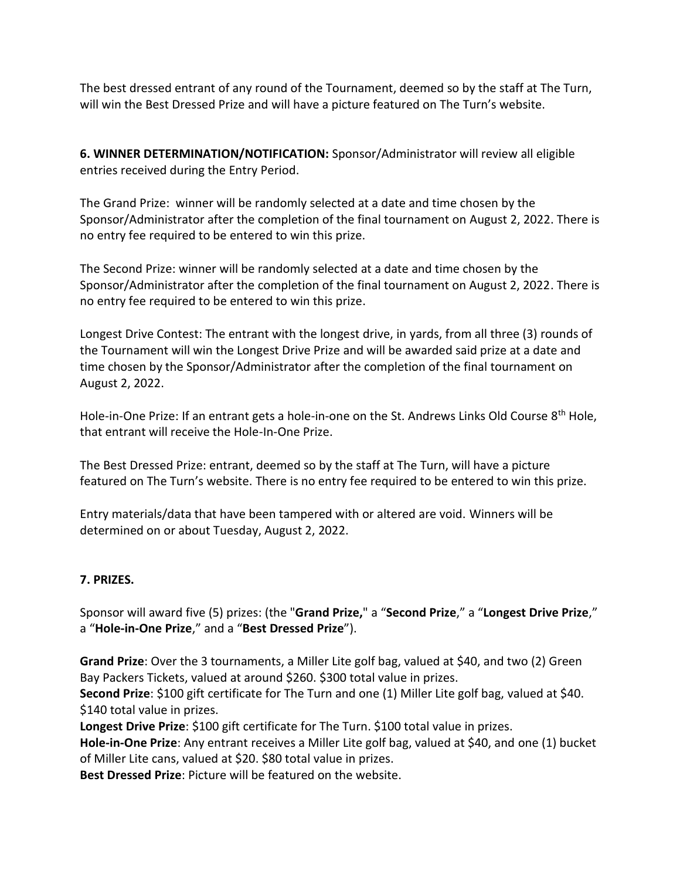The best dressed entrant of any round of the Tournament, deemed so by the staff at The Turn, will win the Best Dressed Prize and will have a picture featured on The Turn's website.

**6. WINNER DETERMINATION/NOTIFICATION:** Sponsor/Administrator will review all eligible entries received during the Entry Period.

The Grand Prize: winner will be randomly selected at a date and time chosen by the Sponsor/Administrator after the completion of the final tournament on August 2, 2022. There is no entry fee required to be entered to win this prize.

The Second Prize: winner will be randomly selected at a date and time chosen by the Sponsor/Administrator after the completion of the final tournament on August 2, 2022. There is no entry fee required to be entered to win this prize.

Longest Drive Contest: The entrant with the longest drive, in yards, from all three (3) rounds of the Tournament will win the Longest Drive Prize and will be awarded said prize at a date and time chosen by the Sponsor/Administrator after the completion of the final tournament on August 2, 2022.

Hole-in-One Prize: If an entrant gets a hole-in-one on the St. Andrews Links Old Course 8th Hole, that entrant will receive the Hole-In-One Prize.

The Best Dressed Prize: entrant, deemed so by the staff at The Turn, will have a picture featured on The Turn's website. There is no entry fee required to be entered to win this prize.

Entry materials/data that have been tampered with or altered are void. Winners will be determined on or about Tuesday, August 2, 2022.

**7. PRIZES.**

Sponsor will award five (5) prizes: (the "**Grand Prize,**" a "**Second Prize**," a "**Longest Drive Prize**," a "**Hole-in-One Prize**," and a "**Best Dressed Prize**").

**Grand Prize**: Over the 3 tournaments, a Miller Lite golf bag, valued at $40, and two (2) Green Bay Packers Tickets, valued at around $260. $300 total value in prizes.
**Second Prize**: $100 gift certificate for The Turn and one (1) Miller Lite golf bag, valued at $40. $140 total value in prizes.
**Longest Drive Prize**: $100 gift certificate for The Turn. $100 total value in prizes.
**Hole-in-One Prize**: Any entrant receives a Miller Lite golf bag, valued at $40, and one (1) bucket of Miller Lite cans, valued at $20. $80 total value in prizes.
**Best Dressed Prize**: Picture will be featured on the website.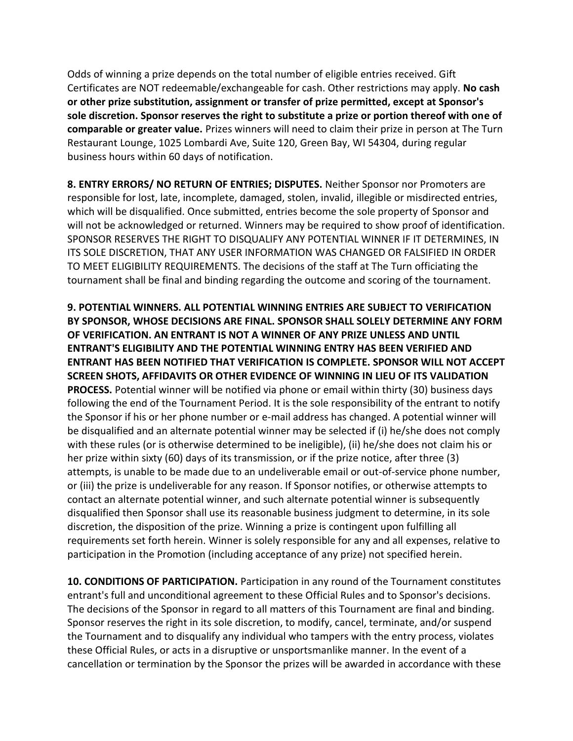Odds of winning a prize depends on the total number of eligible entries received. Gift Certificates are NOT redeemable/exchangeable for cash. Other restrictions may apply. **No cash or other prize substitution, assignment or transfer of prize permitted, except at Sponsor's sole discretion. Sponsor reserves the right to substitute a prize or portion thereof with one of comparable or greater value.** Prizes winners will need to claim their prize in person at The Turn Restaurant Lounge, 1025 Lombardi Ave, Suite 120, Green Bay, WI 54304, during regular business hours within 60 days of notification.

**8. ENTRY ERRORS/ NO RETURN OF ENTRIES; DISPUTES.** Neither Sponsor nor Promoters are responsible for lost, late, incomplete, damaged, stolen, invalid, illegible or misdirected entries, which will be disqualified. Once submitted, entries become the sole property of Sponsor and will not be acknowledged or returned. Winners may be required to show proof of identification. SPONSOR RESERVES THE RIGHT TO DISQUALIFY ANY POTENTIAL WINNER IF IT DETERMINES, IN ITS SOLE DISCRETION, THAT ANY USER INFORMATION WAS CHANGED OR FALSIFIED IN ORDER TO MEET ELIGIBILITY REQUIREMENTS. The decisions of the staff at The Turn officiating the tournament shall be final and binding regarding the outcome and scoring of the tournament.

**9. POTENTIAL WINNERS. ALL POTENTIAL WINNING ENTRIES ARE SUBJECT TO VERIFICATION BY SPONSOR, WHOSE DECISIONS ARE FINAL. SPONSOR SHALL SOLELY DETERMINE ANY FORM OF VERIFICATION. AN ENTRANT IS NOT A WINNER OF ANY PRIZE UNLESS AND UNTIL ENTRANT'S ELIGIBILITY AND THE POTENTIAL WINNING ENTRY HAS BEEN VERIFIED AND ENTRANT HAS BEEN NOTIFIED THAT VERIFICATION IS COMPLETE. SPONSOR WILL NOT ACCEPT SCREEN SHOTS, AFFIDAVITS OR OTHER EVIDENCE OF WINNING IN LIEU OF ITS VALIDATION PROCESS.** Potential winner will be notified via phone or email within thirty (30) business days following the end of the Tournament Period. It is the sole responsibility of the entrant to notify the Sponsor if his or her phone number or e-mail address has changed. A potential winner will be disqualified and an alternate potential winner may be selected if (i) he/she does not comply with these rules (or is otherwise determined to be ineligible), (ii) he/she does not claim his or her prize within sixty (60) days of its transmission, or if the prize notice, after three (3) attempts, is unable to be made due to an undeliverable email or out-of-service phone number, or (iii) the prize is undeliverable for any reason. If Sponsor notifies, or otherwise attempts to contact an alternate potential winner, and such alternate potential winner is subsequently disqualified then Sponsor shall use its reasonable business judgment to determine, in its sole discretion, the disposition of the prize. Winning a prize is contingent upon fulfilling all requirements set forth herein. Winner is solely responsible for any and all expenses, relative to participation in the Promotion (including acceptance of any prize) not specified herein.

**10. CONDITIONS OF PARTICIPATION.** Participation in any round of the Tournament constitutes entrant's full and unconditional agreement to these Official Rules and to Sponsor's decisions. The decisions of the Sponsor in regard to all matters of this Tournament are final and binding. Sponsor reserves the right in its sole discretion, to modify, cancel, terminate, and/or suspend the Tournament and to disqualify any individual who tampers with the entry process, violates these Official Rules, or acts in a disruptive or unsportsmanlike manner. In the event of a cancellation or termination by the Sponsor the prizes will be awarded in accordance with these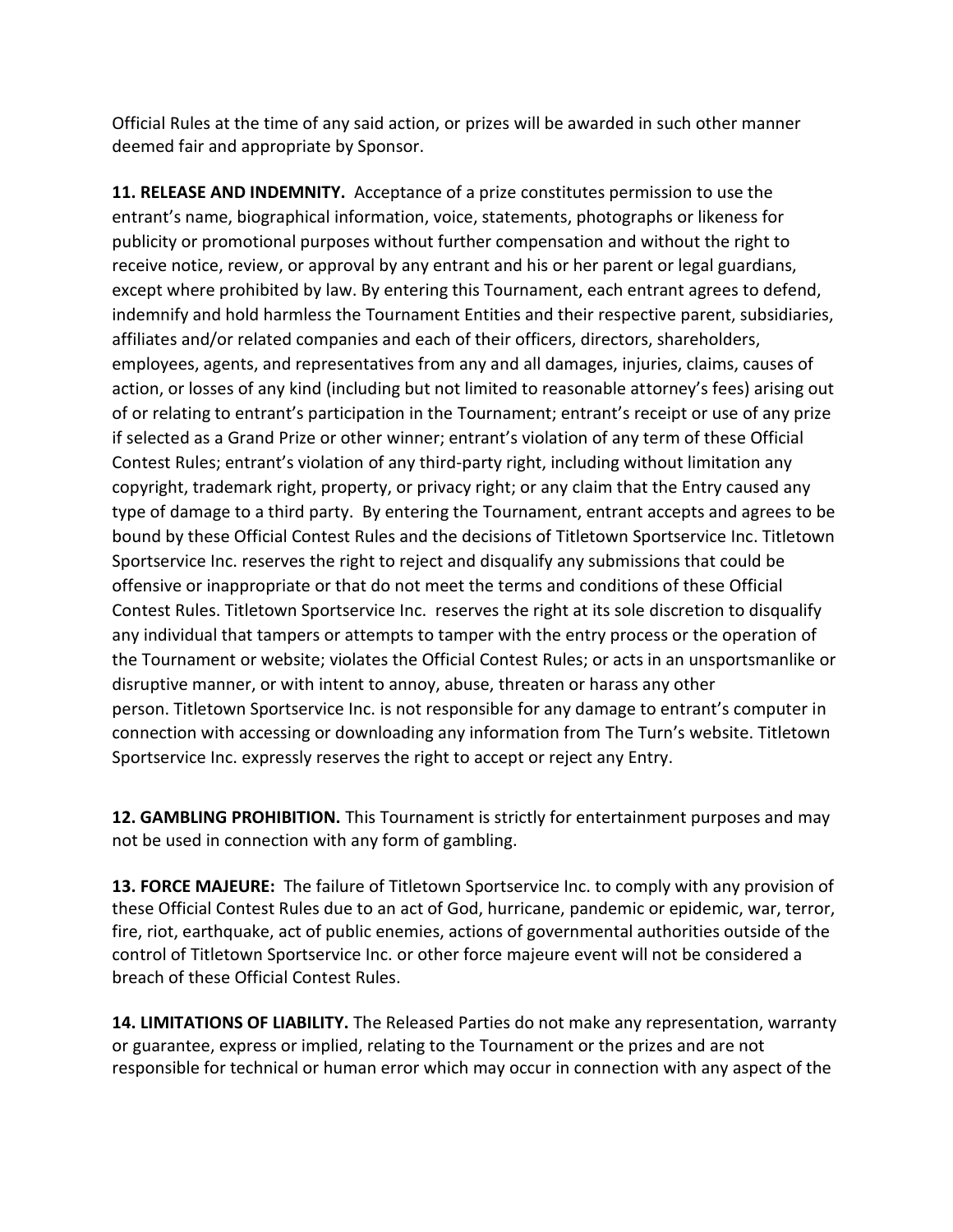Official Rules at the time of any said action, or prizes will be awarded in such other manner deemed fair and appropriate by Sponsor.

**11. RELEASE AND INDEMNITY.** Acceptance of a prize constitutes permission to use the entrant's name, biographical information, voice, statements, photographs or likeness for publicity or promotional purposes without further compensation and without the right to receive notice, review, or approval by any entrant and his or her parent or legal guardians, except where prohibited by law. By entering this Tournament, each entrant agrees to defend, indemnify and hold harmless the Tournament Entities and their respective parent, subsidiaries, affiliates and/or related companies and each of their officers, directors, shareholders, employees, agents, and representatives from any and all damages, injuries, claims, causes of action, or losses of any kind (including but not limited to reasonable attorney's fees) arising out of or relating to entrant's participation in the Tournament; entrant's receipt or use of any prize if selected as a Grand Prize or other winner; entrant's violation of any term of these Official Contest Rules; entrant's violation of any third-party right, including without limitation any copyright, trademark right, property, or privacy right; or any claim that the Entry caused any type of damage to a third party. By entering the Tournament, entrant accepts and agrees to be bound by these Official Contest Rules and the decisions of Titletown Sportservice Inc. Titletown Sportservice Inc. reserves the right to reject and disqualify any submissions that could be offensive or inappropriate or that do not meet the terms and conditions of these Official Contest Rules. Titletown Sportservice Inc. reserves the right at its sole discretion to disqualify any individual that tampers or attempts to tamper with the entry process or the operation of the Tournament or website; violates the Official Contest Rules; or acts in an unsportsmanlike or disruptive manner, or with intent to annoy, abuse, threaten or harass any other person. Titletown Sportservice Inc. is not responsible for any damage to entrant's computer in connection with accessing or downloading any information from The Turn's website. Titletown Sportservice Inc. expressly reserves the right to accept or reject any Entry.

**12. GAMBLING PROHIBITION.** This Tournament is strictly for entertainment purposes and may not be used in connection with any form of gambling.

**13. FORCE MAJEURE:** The failure of Titletown Sportservice Inc. to comply with any provision of these Official Contest Rules due to an act of God, hurricane, pandemic or epidemic, war, terror, fire, riot, earthquake, act of public enemies, actions of governmental authorities outside of the control of Titletown Sportservice Inc. or other force majeure event will not be considered a breach of these Official Contest Rules.

**14. LIMITATIONS OF LIABILITY.** The Released Parties do not make any representation, warranty or guarantee, express or implied, relating to the Tournament or the prizes and are not responsible for technical or human error which may occur in connection with any aspect of the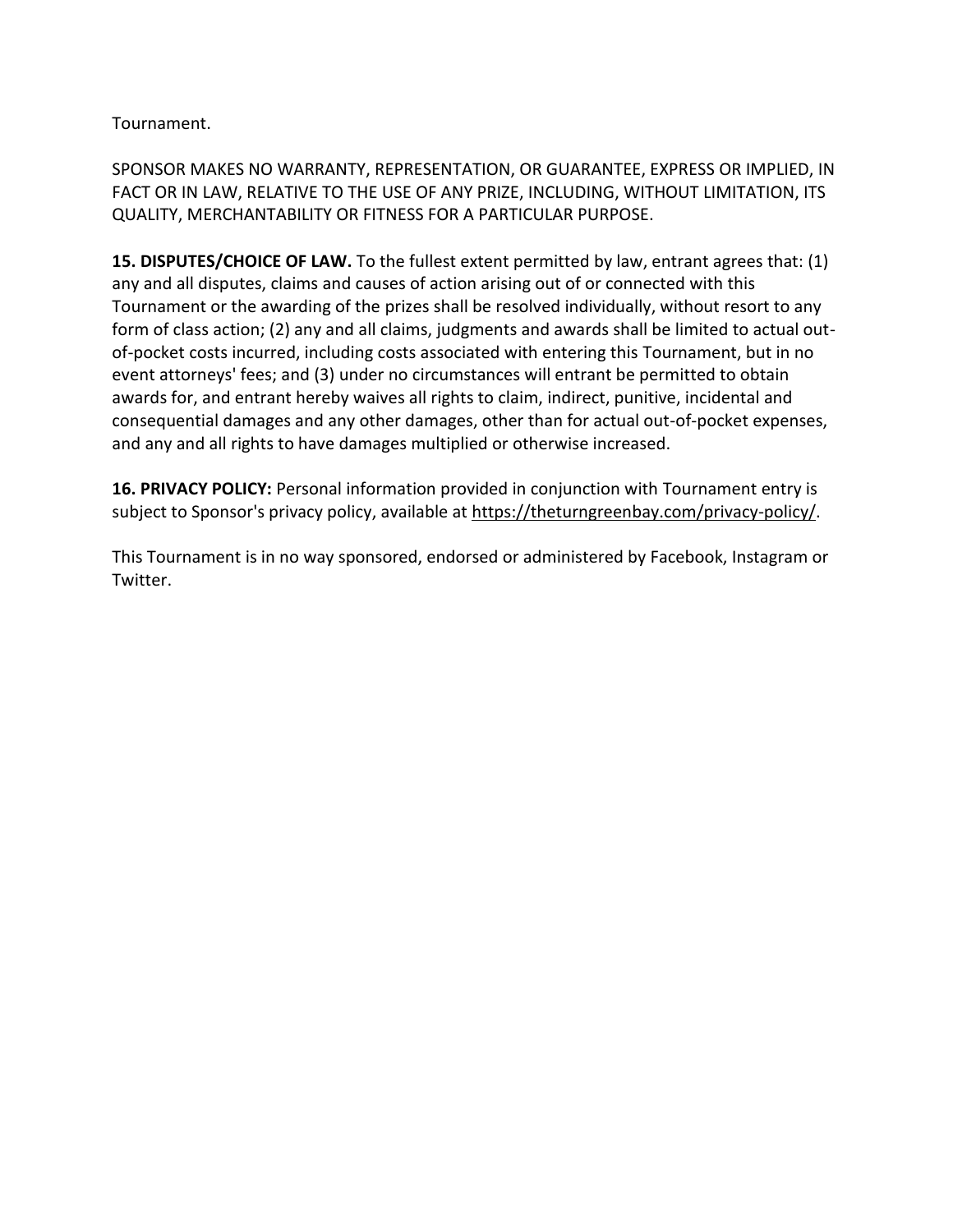Tournament.

SPONSOR MAKES NO WARRANTY, REPRESENTATION, OR GUARANTEE, EXPRESS OR IMPLIED, IN FACT OR IN LAW, RELATIVE TO THE USE OF ANY PRIZE, INCLUDING, WITHOUT LIMITATION, ITS QUALITY, MERCHANTABILITY OR FITNESS FOR A PARTICULAR PURPOSE.

**15. DISPUTES/CHOICE OF LAW.** To the fullest extent permitted by law, entrant agrees that: (1) any and all disputes, claims and causes of action arising out of or connected with this Tournament or the awarding of the prizes shall be resolved individually, without resort to any form of class action; (2) any and all claims, judgments and awards shall be limited to actual out-of-pocket costs incurred, including costs associated with entering this Tournament, but in no event attorneys' fees; and (3) under no circumstances will entrant be permitted to obtain awards for, and entrant hereby waives all rights to claim, indirect, punitive, incidental and consequential damages and any other damages, other than for actual out-of-pocket expenses, and any and all rights to have damages multiplied or otherwise increased.

**16. PRIVACY POLICY:** Personal information provided in conjunction with Tournament entry is subject to Sponsor's privacy policy, available at https://theturngreenbay.com/privacy-policy/.

This Tournament is in no way sponsored, endorsed or administered by Facebook, Instagram or Twitter.